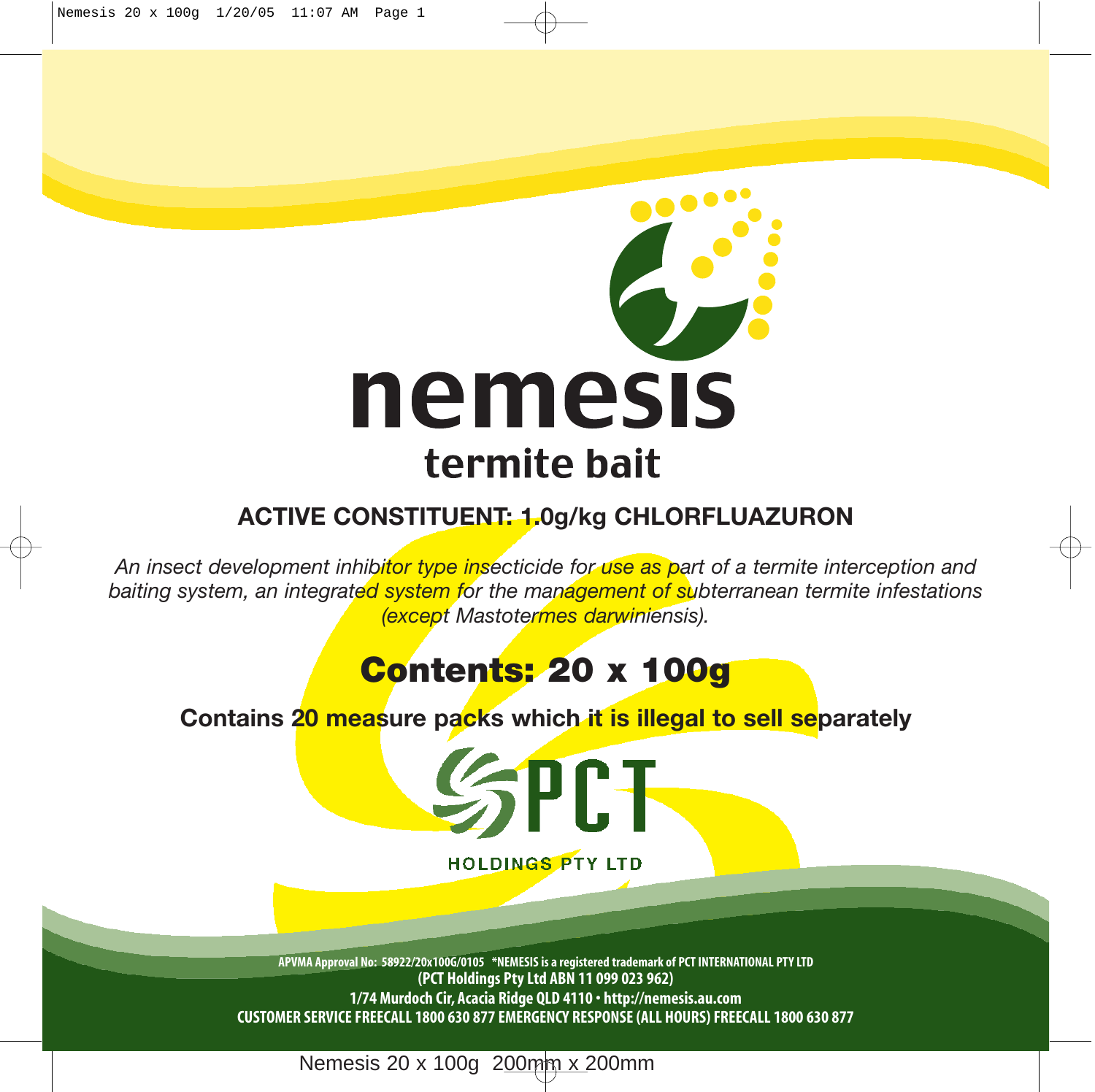# nemesis

## termite bait

**ACTIVE CONSTITUENT: 1.0g/kg CHLORFLUAZURON**

*An insect development inhibitor type insecticide for use as part of a termite interception and baiting system, an integrated system for the management of subterranean termite infestations (except Mastotermes darwiniensis).*

## Contents: 20 x 100g

**Contains 20 measure packs which it is illegal to sell separately**

PCT

HOLDINGS PTY LTD

**APVMA Approval No: 58922/20x100G/0105 *NEMESIS is a registered trademark of PCT INTERNATIONAL PTY LTD**
**(PCT Holdings Pty Ltd ABN 11 099 023 962)**
**1/74 Murdoch Cir, Acacia Ridge QLD 4110 • http://nemesis.au.com**
**CUSTOMER SERVICE FREECALL 1800 630 877 EMERGENCY RESPONSE (ALL HOURS) FREECALL 1800 630 877**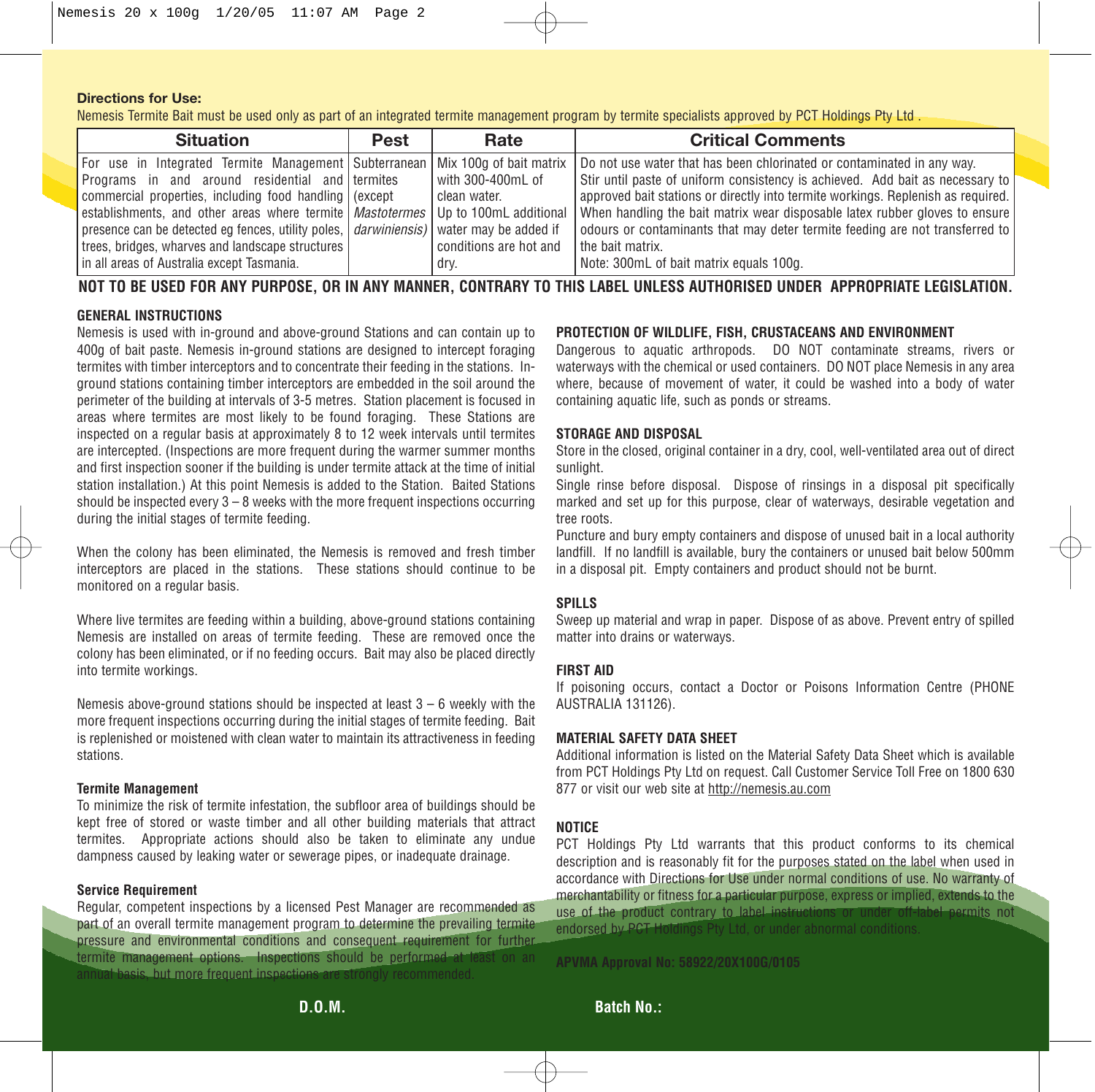**Directions for Use:**

Nemesis Termite Bait must be used only as part of an integrated termite management program by termite specialists approved by PCT Holdings Pty Ltd .

| Situation | Pest | Rate | Critical Comments |
|---|---|---|---|
| For use in Integrated Termite Management Programs in and around residential and commercial properties, including food handling establishments, and other areas where termite presence can be detected eg fences, utility poles, trees, bridges, wharves and landscape structures in all areas of Australia except Tasmania. | Subterranean termites (except *Mastotermes darwiniensis)* | Mix 100g of bait matrix with 300-400mL of clean water. Up to 100mL additional water may be added if conditions are hot and dry. | Do not use water that has been chlorinated or contaminated in any way. Stir until paste of uniform consistency is achieved. Add bait as necessary to approved bait stations or directly into termite workings. Replenish as required. When handling the bait matrix wear disposable latex rubber gloves to ensure odours or contaminants that may deter termite feeding are not transferred to the bait matrix. Note: 300mL of bait matrix equals 100g. |

**NOT TO BE USED FOR ANY PURPOSE, OR IN ANY MANNER, CONTRARY TO THIS LABEL UNLESS AUTHORISED UNDER APPROPRIATE LEGISLATION.**

**GENERAL INSTRUCTIONS**

Nemesis is used with in-ground and above-ground Stations and can contain up to 400g of bait paste. Nemesis in-ground stations are designed to intercept foraging termites with timber interceptors and to concentrate their feeding in the stations. In-ground stations containing timber interceptors are embedded in the soil around the perimeter of the building at intervals of 3-5 metres. Station placement is focused in areas where termites are most likely to be found foraging. These Stations are inspected on a regular basis at approximately 8 to 12 week intervals until termites are intercepted. (Inspections are more frequent during the warmer summer months and first inspection sooner if the building is under termite attack at the time of initial station installation.) At this point Nemesis is added to the Station. Baited Stations should be inspected every 3 – 8 weeks with the more frequent inspections occurring during the initial stages of termite feeding.

When the colony has been eliminated, the Nemesis is removed and fresh timber interceptors are placed in the stations. These stations should continue to be monitored on a regular basis.

Where live termites are feeding within a building, above-ground stations containing Nemesis are installed on areas of termite feeding. These are removed once the colony has been eliminated, or if no feeding occurs. Bait may also be placed directly into termite workings.

Nemesis above-ground stations should be inspected at least 3 – 6 weekly with the more frequent inspections occurring during the initial stages of termite feeding. Bait is replenished or moistened with clean water to maintain its attractiveness in feeding stations.

**Termite Management**

To minimize the risk of termite infestation, the subfloor area of buildings should be kept free of stored or waste timber and all other building materials that attract termites. Appropriate actions should also be taken to eliminate any undue dampness caused by leaking water or sewerage pipes, or inadequate drainage.

**Service Requirement**

Regular, competent inspections by a licensed Pest Manager are recommended as part of an overall termite management program to determine the prevailing termite pressure and environmental conditions and consequent requirement for further termite management options. Inspections should be performed at least on an annual basis, but more frequent inspections are strongly recommended.

**PROTECTION OF WILDLIFE, FISH, CRUSTACEANS AND ENVIRONMENT**

Dangerous to aquatic arthropods. DO NOT contaminate streams, rivers or waterways with the chemical or used containers. DO NOT place Nemesis in any area where, because of movement of water, it could be washed into a body of water containing aquatic life, such as ponds or streams.

**STORAGE AND DISPOSAL**

Store in the closed, original container in a dry, cool, well-ventilated area out of direct sunlight.

Single rinse before disposal. Dispose of rinsings in a disposal pit specifically marked and set up for this purpose, clear of waterways, desirable vegetation and tree roots.

Puncture and bury empty containers and dispose of unused bait in a local authority landfill. If no landfill is available, bury the containers or unused bait below 500mm in a disposal pit. Empty containers and product should not be burnt.

**SPILLS**

Sweep up material and wrap in paper. Dispose of as above. Prevent entry of spilled matter into drains or waterways.

**FIRST AID**

If poisoning occurs, contact a Doctor or Poisons Information Centre (PHONE AUSTRALIA 131126).

**MATERIAL SAFETY DATA SHEET**

Additional information is listed on the Material Safety Data Sheet which is available from PCT Holdings Pty Ltd on request. Call Customer Service Toll Free on 1800 630 877 or visit our web site at http://nemesis.au.com

**NOTICE**

PCT Holdings Pty Ltd warrants that this product conforms to its chemical description and is reasonably fit for the purposes stated on the label when used in accordance with Directions for Use under normal conditions of use. No warranty of merchantability or fitness for a particular purpose, express or implied, extends to the use of the product contrary to label instructions or under off-label permits not endorsed by PCT Holdings Pty Ltd, or under abnormal conditions.

**APVMA Approval No: 58922/20X100G/0105**

**D.O.M.**

**Batch No.:**